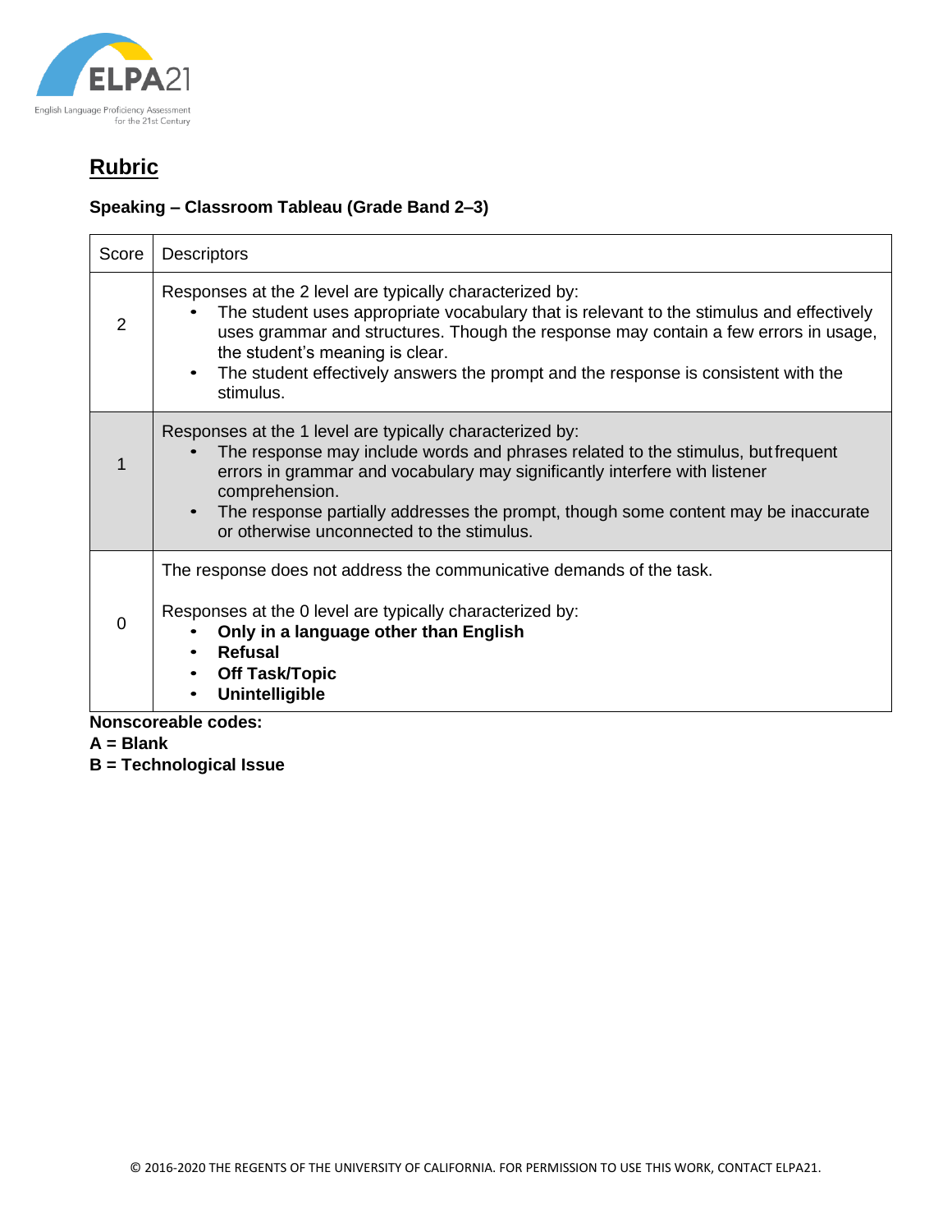## Rubric

**Speaking – Classroom Tableau (Grade Band 2–3)**

| Score | Descriptors |
|---|---|
| 2 | Responses at the 2 level are typically characterized by:<br>• The student uses appropriate vocabulary that is relevant to the stimulus and effectively uses grammar and structures. Though the response may contain a few errors in usage, the student's meaning is clear.<br>• The student effectively answers the prompt and the response is consistent with the stimulus. |
| 1 | Responses at the 1 level are typically characterized by:<br>• The response may include words and phrases related to the stimulus, but frequent errors in grammar and vocabulary may significantly interfere with listener comprehension.<br>• The response partially addresses the prompt, though some content may be inaccurate or otherwise unconnected to the stimulus. |
| 0 | The response does not address the communicative demands of the task.<br><br>Responses at the 0 level are typically characterized by:<br>• **Only in a language other than English**<br>• **Refusal**<br>• **Off Task/Topic**<br>• **Unintelligible** |

**Nonscoreable codes:**
**A = Blank**
**B = Technological Issue**

© 2016-2020 THE REGENTS OF THE UNIVERSITY OF CALIFORNIA. FOR PERMISSION TO USE THIS WORK, CONTACT ELPA21.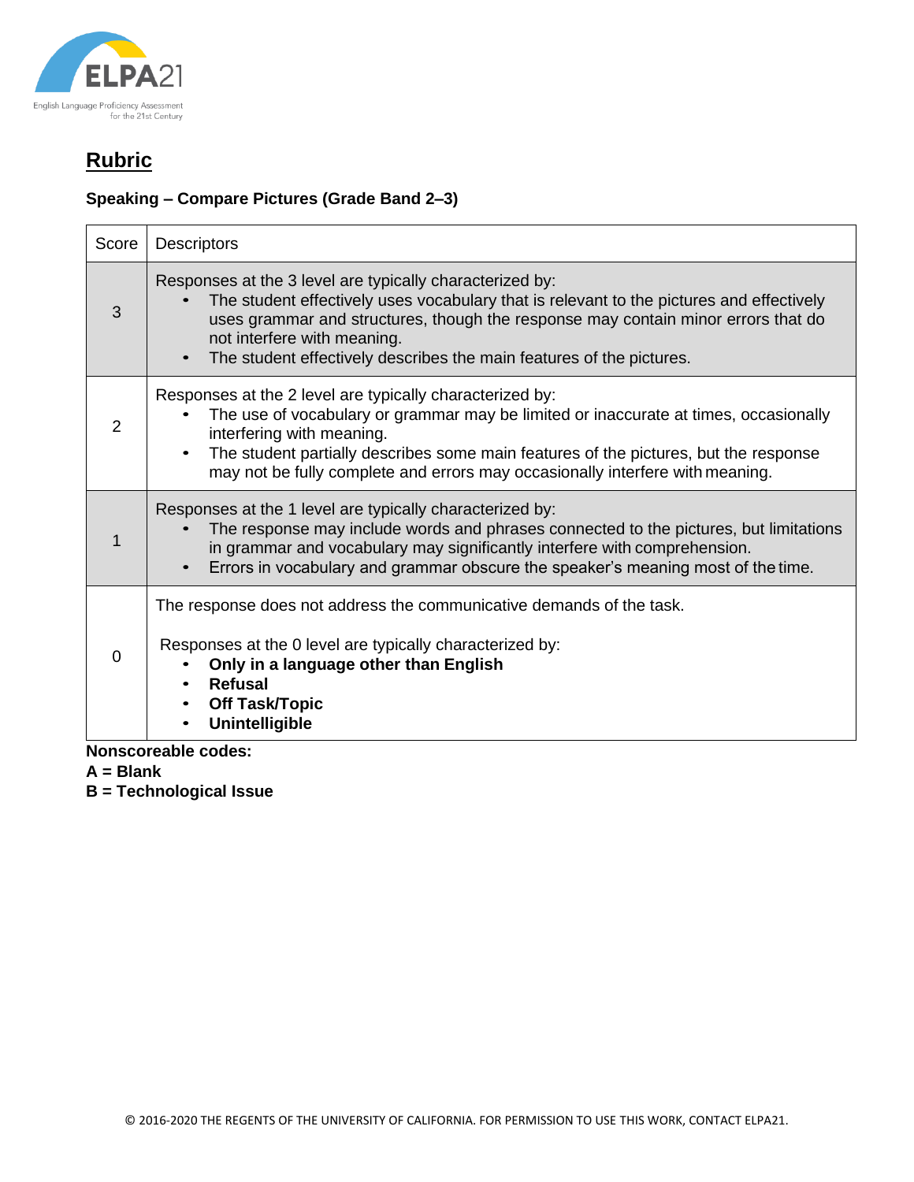## Rubric

**Speaking – Compare Pictures (Grade Band 2–3)**

| Score | Descriptors |
|---|---|
| 3 | Responses at the 3 level are typically characterized by:<br>• The student effectively uses vocabulary that is relevant to the pictures and effectively uses grammar and structures, though the response may contain minor errors that do not interfere with meaning.<br>• The student effectively describes the main features of the pictures. |
| 2 | Responses at the 2 level are typically characterized by:<br>• The use of vocabulary or grammar may be limited or inaccurate at times, occasionally interfering with meaning.<br>• The student partially describes some main features of the pictures, but the response may not be fully complete and errors may occasionally interfere with meaning. |
| 1 | Responses at the 1 level are typically characterized by:<br>• The response may include words and phrases connected to the pictures, but limitations in grammar and vocabulary may significantly interfere with comprehension.<br>• Errors in vocabulary and grammar obscure the speaker's meaning most of the time. |
| 0 | The response does not address the communicative demands of the task.<br><br>Responses at the 0 level are typically characterized by:<br>• **Only in a language other than English**<br>• **Refusal**<br>• **Off Task/Topic**<br>• **Unintelligible** |

**Nonscoreable codes:**
**A = Blank**
**B = Technological Issue**

© 2016-2020 THE REGENTS OF THE UNIVERSITY OF CALIFORNIA. FOR PERMISSION TO USE THIS WORK, CONTACT ELPA21.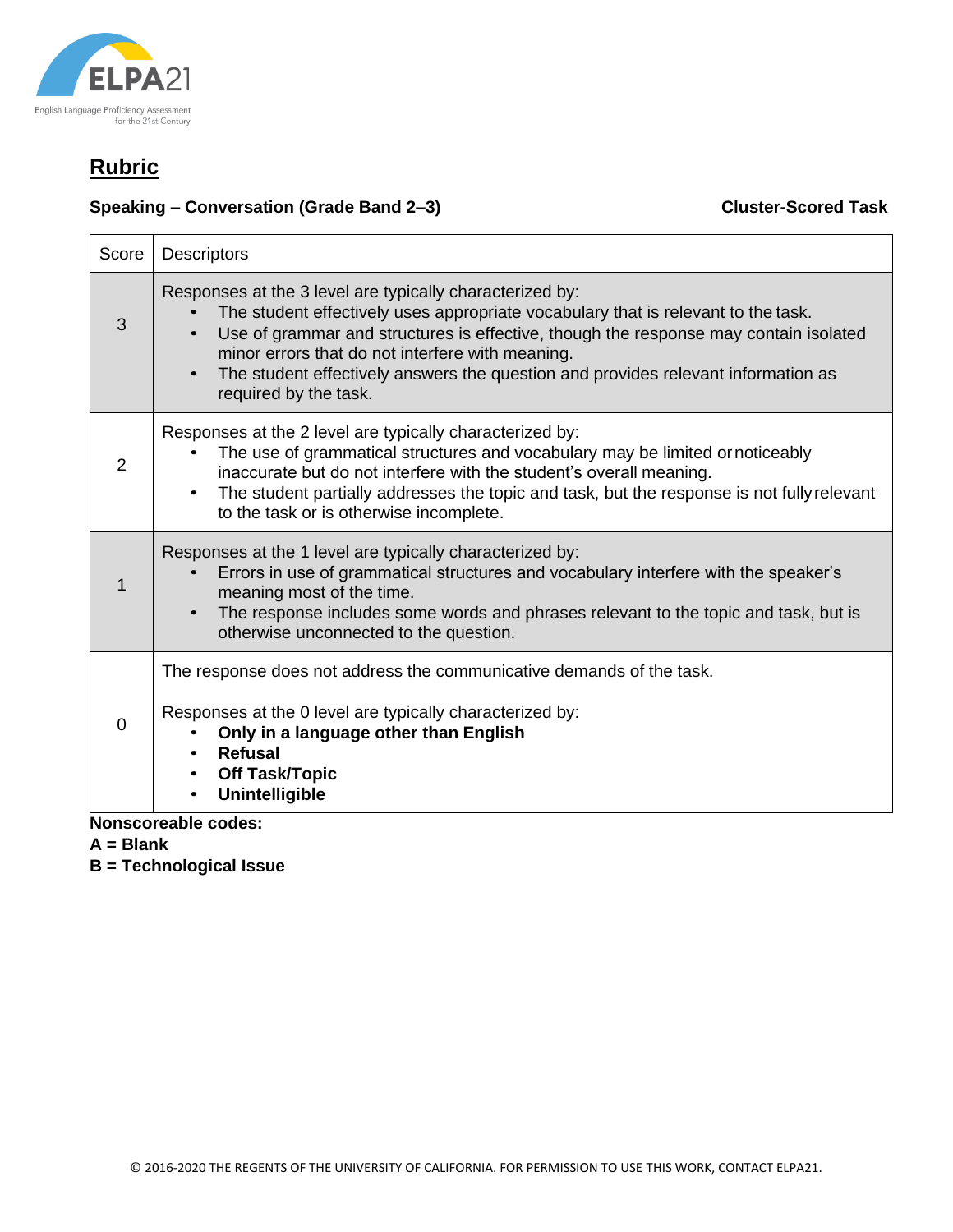## Rubric

**Speaking – Conversation (Grade Band 2–3)** **Cluster-Scored Task**

| Score | Descriptors |
|---|---|
| 3 | Responses at the 3 level are typically characterized by:<br>• The student effectively uses appropriate vocabulary that is relevant to the task.<br>• Use of grammar and structures is effective, though the response may contain isolated minor errors that do not interfere with meaning.<br>• The student effectively answers the question and provides relevant information as required by the task. |
| 2 | Responses at the 2 level are typically characterized by:<br>• The use of grammatical structures and vocabulary may be limited or noticeably inaccurate but do not interfere with the student's overall meaning.<br>• The student partially addresses the topic and task, but the response is not fully relevant to the task or is otherwise incomplete. |
| 1 | Responses at the 1 level are typically characterized by:<br>• Errors in use of grammatical structures and vocabulary interfere with the speaker's meaning most of the time.<br>• The response includes some words and phrases relevant to the topic and task, but is otherwise unconnected to the question. |
| 0 | The response does not address the communicative demands of the task.<br><br>Responses at the 0 level are typically characterized by:<br>• **Only in a language other than English**<br>• **Refusal**<br>• **Off Task/Topic**<br>• **Unintelligible** |

**Nonscoreable codes:**
**A = Blank**
**B = Technological Issue**

© 2016-2020 THE REGENTS OF THE UNIVERSITY OF CALIFORNIA. FOR PERMISSION TO USE THIS WORK, CONTACT ELPA21.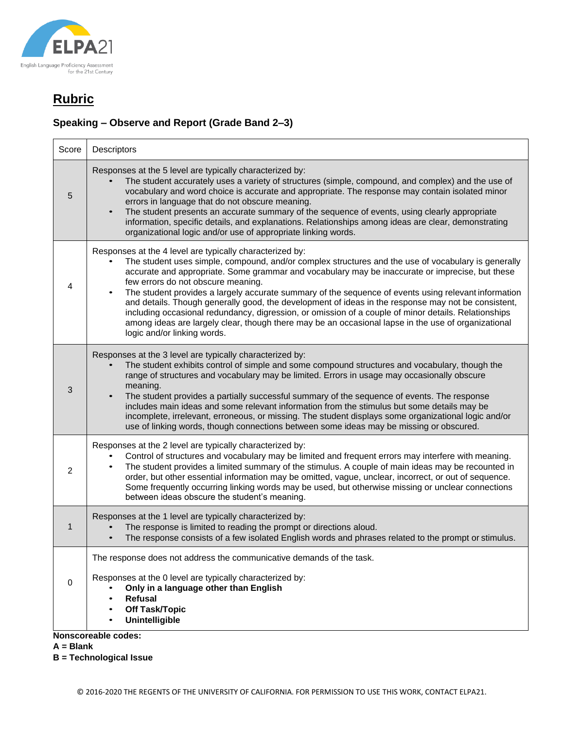# Rubric

## Speaking – Observe and Report (Grade Band 2–3)

| Score | Descriptors |
|---|---|
| 5 | Responses at the 5 level are typically characterized by:<br>• The student accurately uses a variety of structures (simple, compound, and complex) and the use of vocabulary and word choice is accurate and appropriate. The response may contain isolated minor errors in language that do not obscure meaning.<br>• The student presents an accurate summary of the sequence of events, using clearly appropriate information, specific details, and explanations. Relationships among ideas are clear, demonstrating organizational logic and/or use of appropriate linking words. |
| 4 | Responses at the 4 level are typically characterized by:<br>• The student uses simple, compound, and/or complex structures and the use of vocabulary is generally accurate and appropriate. Some grammar and vocabulary may be inaccurate or imprecise, but these few errors do not obscure meaning.<br>• The student provides a largely accurate summary of the sequence of events using relevant information and details. Though generally good, the development of ideas in the response may not be consistent, including occasional redundancy, digression, or omission of a couple of minor details. Relationships among ideas are largely clear, though there may be an occasional lapse in the use of organizational logic and/or linking words. |
| 3 | Responses at the 3 level are typically characterized by:<br>• The student exhibits control of simple and some compound structures and vocabulary, though the range of structures and vocabulary may be limited. Errors in usage may occasionally obscure meaning.<br>• The student provides a partially successful summary of the sequence of events. The response includes main ideas and some relevant information from the stimulus but some details may be incomplete, irrelevant, erroneous, or missing. The student displays some organizational logic and/or use of linking words, though connections between some ideas may be missing or obscured. |
| 2 | Responses at the 2 level are typically characterized by:<br>• Control of structures and vocabulary may be limited and frequent errors may interfere with meaning.<br>• The student provides a limited summary of the stimulus. A couple of main ideas may be recounted in order, but other essential information may be omitted, vague, unclear, incorrect, or out of sequence. Some frequently occurring linking words may be used, but otherwise missing or unclear connections between ideas obscure the student's meaning. |
| 1 | Responses at the 1 level are typically characterized by:<br>• The response is limited to reading the prompt or directions aloud.<br>• The response consists of a few isolated English words and phrases related to the prompt or stimulus. |
| 0 | The response does not address the communicative demands of the task.<br><br>Responses at the 0 level are typically characterized by:<br>• **Only in a language other than English**<br>• **Refusal**<br>• **Off Task/Topic**<br>• **Unintelligible** |

**Nonscoreable codes:**
**A = Blank**
**B = Technological Issue**

© 2016-2020 THE REGENTS OF THE UNIVERSITY OF CALIFORNIA. FOR PERMISSION TO USE THIS WORK, CONTACT ELPA21.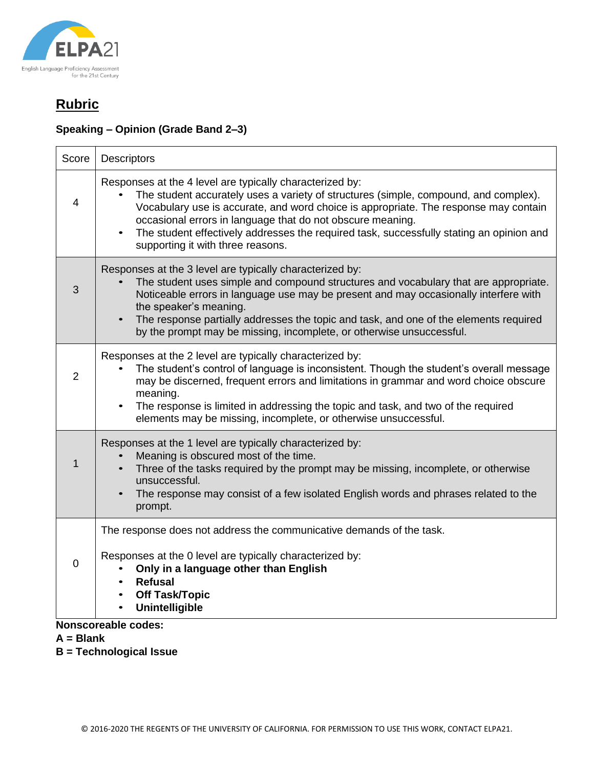## Rubric

**Speaking – Opinion (Grade Band 2–3)**

| Score | Descriptors |
|---|---|
| 4 | Responses at the 4 level are typically characterized by:<br>• The student accurately uses a variety of structures (simple, compound, and complex). Vocabulary use is accurate, and word choice is appropriate. The response may contain occasional errors in language that do not obscure meaning.<br>• The student effectively addresses the required task, successfully stating an opinion and supporting it with three reasons. |
| 3 | Responses at the 3 level are typically characterized by:<br>• The student uses simple and compound structures and vocabulary that are appropriate. Noticeable errors in language use may be present and may occasionally interfere with the speaker's meaning.<br>• The response partially addresses the topic and task, and one of the elements required by the prompt may be missing, incomplete, or otherwise unsuccessful. |
| 2 | Responses at the 2 level are typically characterized by:<br>• The student's control of language is inconsistent. Though the student's overall message may be discerned, frequent errors and limitations in grammar and word choice obscure meaning.<br>• The response is limited in addressing the topic and task, and two of the required elements may be missing, incomplete, or otherwise unsuccessful. |
| 1 | Responses at the 1 level are typically characterized by:<br>• Meaning is obscured most of the time.<br>• Three of the tasks required by the prompt may be missing, incomplete, or otherwise unsuccessful.<br>• The response may consist of a few isolated English words and phrases related to the prompt. |
| 0 | The response does not address the communicative demands of the task.<br><br>Responses at the 0 level are typically characterized by:<br>• **Only in a language other than English**<br>• **Refusal**<br>• **Off Task/Topic**<br>• **Unintelligible** |

**Nonscoreable codes:**
**A = Blank**
**B = Technological Issue**

© 2016-2020 THE REGENTS OF THE UNIVERSITY OF CALIFORNIA. FOR PERMISSION TO USE THIS WORK, CONTACT ELPA21.